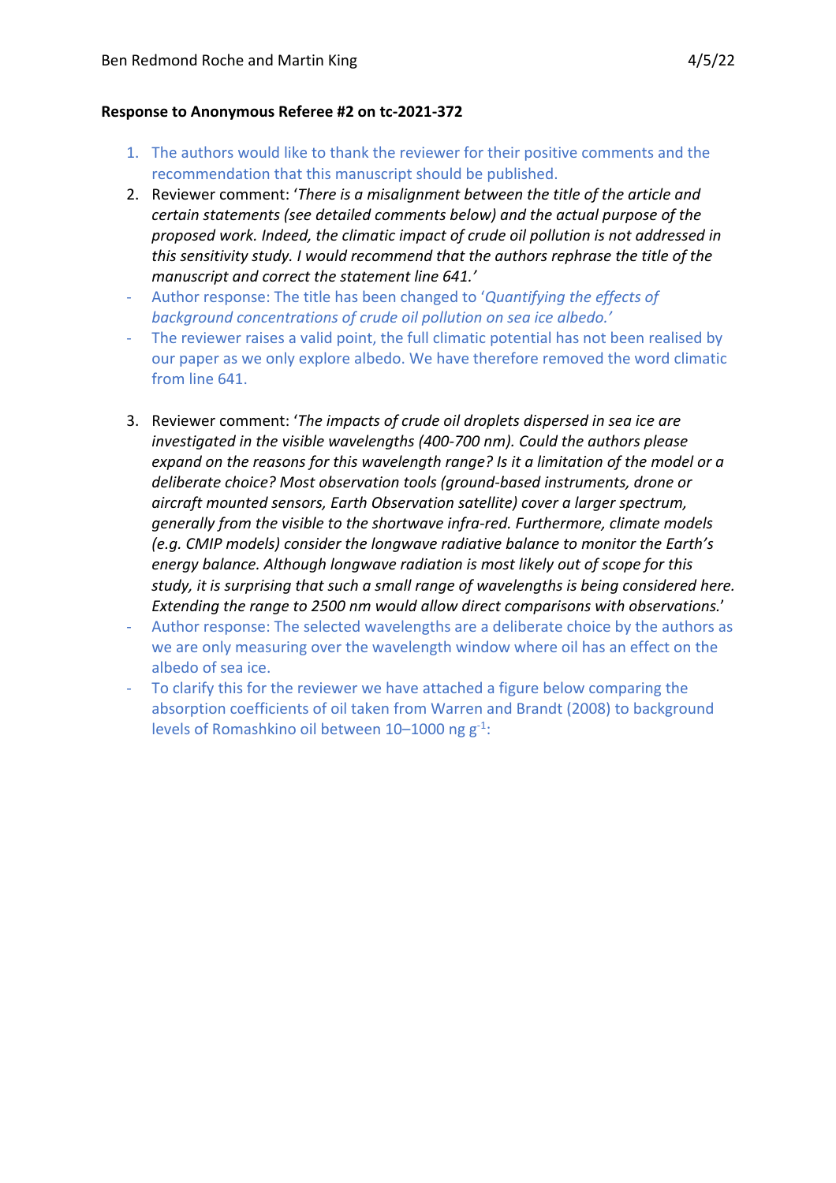Ben Redmond Roche and Martin King 4/5/22

**Response to Anonymous Referee #2 on tc-2021-372**

1. The authors would like to thank the reviewer for their positive comments and the recommendation that this manuscript should be published.
2. Reviewer comment: '*There is a misalignment between the title of the article and certain statements (see detailed comments below) and the actual purpose of the proposed work. Indeed, the climatic impact of crude oil pollution is not addressed in this sensitivity study. I would recommend that the authors rephrase the title of the manuscript and correct the statement line 641.*'

- Author response: The title has been changed to '*Quantifying the effects of background concentrations of crude oil pollution on sea ice albedo.*'
- The reviewer raises a valid point, the full climatic potential has not been realised by our paper as we only explore albedo. We have therefore removed the word climatic from line 641.

3. Reviewer comment: '*The impacts of crude oil droplets dispersed in sea ice are investigated in the visible wavelengths (400-700 nm). Could the authors please expand on the reasons for this wavelength range? Is it a limitation of the model or a deliberate choice? Most observation tools (ground-based instruments, drone or aircraft mounted sensors, Earth Observation satellite) cover a larger spectrum, generally from the visible to the shortwave infra-red. Furthermore, climate models (e.g. CMIP models) consider the longwave radiative balance to monitor the Earth's energy balance. Although longwave radiation is most likely out of scope for this study, it is surprising that such a small range of wavelengths is being considered here. Extending the range to 2500 nm would allow direct comparisons with observations.*'

- Author response: The selected wavelengths are a deliberate choice by the authors as we are only measuring over the wavelength window where oil has an effect on the albedo of sea ice.
- To clarify this for the reviewer we have attached a figure below comparing the absorption coefficients of oil taken from Warren and Brandt (2008) to background levels of Romashkino oil between 10–1000 ng $g^{-1}$: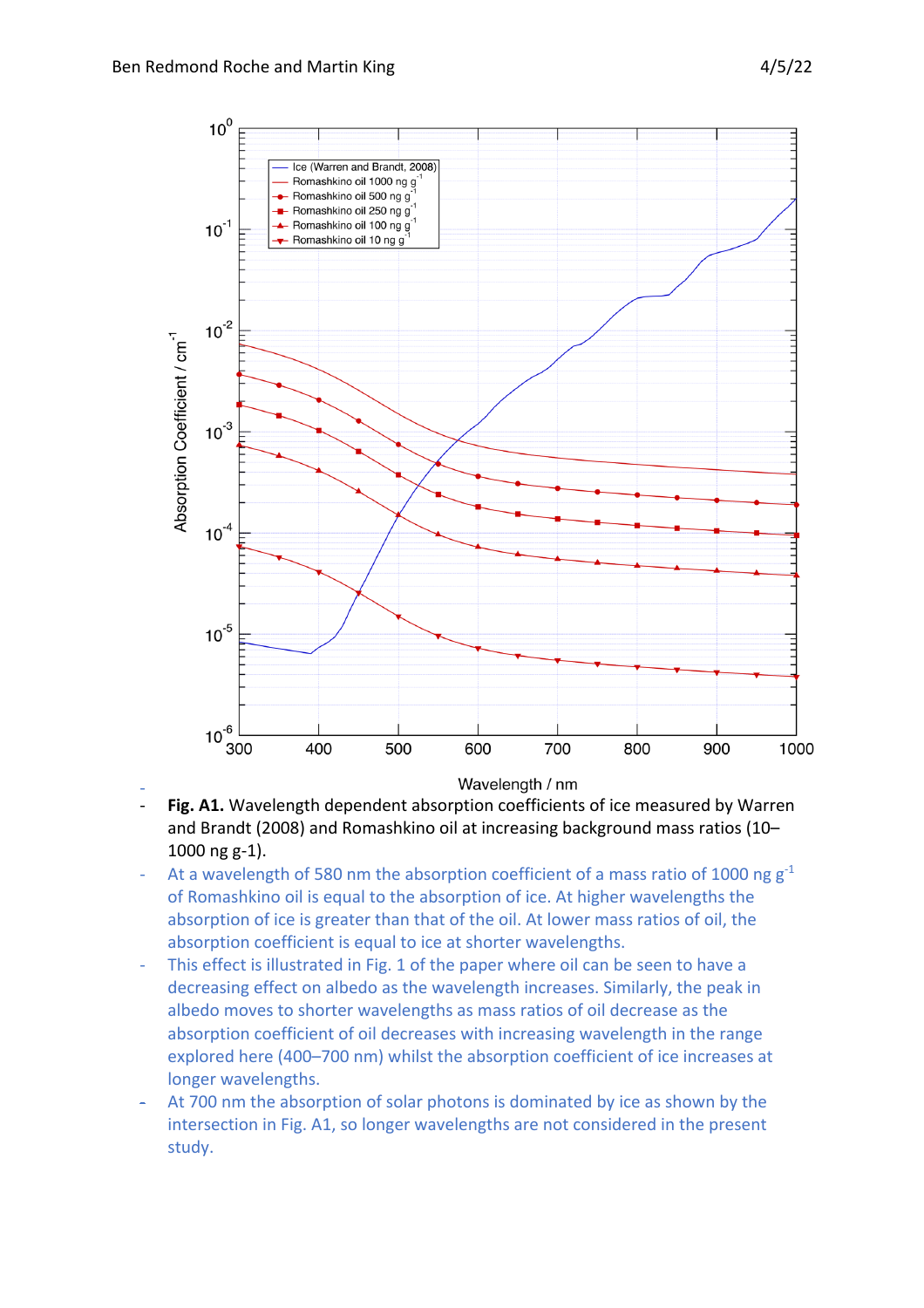**Fig. A1.** Wavelength dependent absorption coefficients of ice measured by Warren and Brandt (2008) and Romashkino oil at increasing background mass ratios (10–1000 ng g-1).

- At a wavelength of 580 nm the absorption coefficient of a mass ratio of 1000 ng $g^{-1}$ of Romashkino oil is equal to the absorption of ice. At higher wavelengths the absorption of ice is greater than that of the oil. At lower mass ratios of oil, the absorption coefficient is equal to ice at shorter wavelengths.
- This effect is illustrated in Fig. 1 of the paper where oil can be seen to have a decreasing effect on albedo as the wavelength increases. Similarly, the peak in albedo moves to shorter wavelengths as mass ratios of oil decrease as the absorption coefficient of oil decreases with increasing wavelength in the range explored here (400–700 nm) whilst the absorption coefficient of ice increases at longer wavelengths.
- At 700 nm the absorption of solar photons is dominated by ice as shown by the intersection in Fig. A1, so longer wavelengths are not considered in the present study.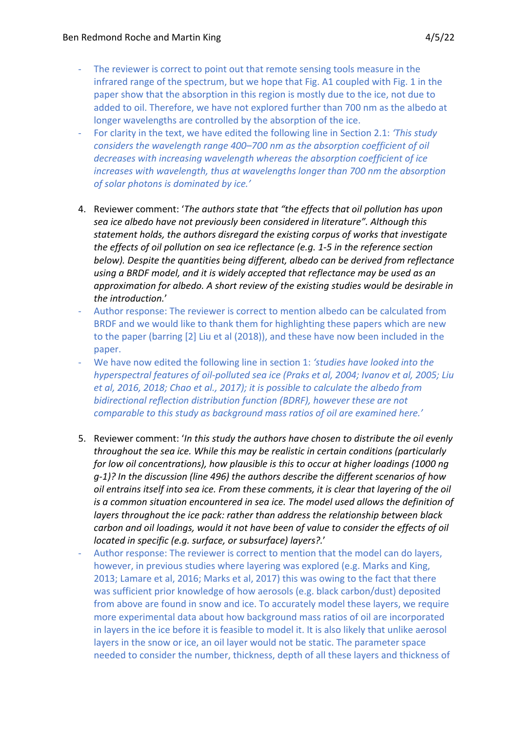- The reviewer is correct to point out that remote sensing tools measure in the infrared range of the spectrum, but we hope that Fig. A1 coupled with Fig. 1 in the paper show that the absorption in this region is mostly due to the ice, not due to added to oil. Therefore, we have not explored further than 700 nm as the albedo at longer wavelengths are controlled by the absorption of the ice.
- For clarity in the text, we have edited the following line in Section 2.1: *'This study considers the wavelength range 400–700 nm as the absorption coefficient of oil decreases with increasing wavelength whereas the absorption coefficient of ice increases with wavelength, thus at wavelengths longer than 700 nm the absorption of solar photons is dominated by ice.'*

4. Reviewer comment: '*The authors state that "the effects that oil pollution has upon sea ice albedo have not previously been considered in literature". Although this statement holds, the authors disregard the existing corpus of works that investigate the effects of oil pollution on sea ice reflectance (e.g. 1-5 in the reference section below). Despite the quantities being different, albedo can be derived from reflectance using a BRDF model, and it is widely accepted that reflectance may be used as an approximation for albedo. A short review of the existing studies would be desirable in the introduction.*'

- Author response: The reviewer is correct to mention albedo can be calculated from BRDF and we would like to thank them for highlighting these papers which are new to the paper (barring [2] Liu et al (2018)), and these have now been included in the paper.
- We have now edited the following line in section 1: *'studies have looked into the hyperspectral features of oil-polluted sea ice (Praks et al, 2004; Ivanov et al, 2005; Liu et al, 2016, 2018; Chao et al., 2017); it is possible to calculate the albedo from bidirectional reflection distribution function (BDRF), however these are not comparable to this study as background mass ratios of oil are examined here.'*

5. Reviewer comment: '*In this study the authors have chosen to distribute the oil evenly throughout the sea ice. While this may be realistic in certain conditions (particularly for low oil concentrations), how plausible is this to occur at higher loadings (1000 ng g-1)? In the discussion (line 496) the authors describe the different scenarios of how oil entrains itself into sea ice. From these comments, it is clear that layering of the oil is a common situation encountered in sea ice. The model used allows the definition of layers throughout the ice pack: rather than address the relationship between black carbon and oil loadings, would it not have been of value to consider the effects of oil located in specific (e.g. surface, or subsurface) layers?.*'

- Author response: The reviewer is correct to mention that the model can do layers, however, in previous studies where layering was explored (e.g. Marks and King, 2013; Lamare et al, 2016; Marks et al, 2017) this was owing to the fact that there was sufficient prior knowledge of how aerosols (e.g. black carbon/dust) deposited from above are found in snow and ice. To accurately model these layers, we require more experimental data about how background mass ratios of oil are incorporated in layers in the ice before it is feasible to model it. It is also likely that unlike aerosol layers in the snow or ice, an oil layer would not be static. The parameter space needed to consider the number, thickness, depth of all these layers and thickness of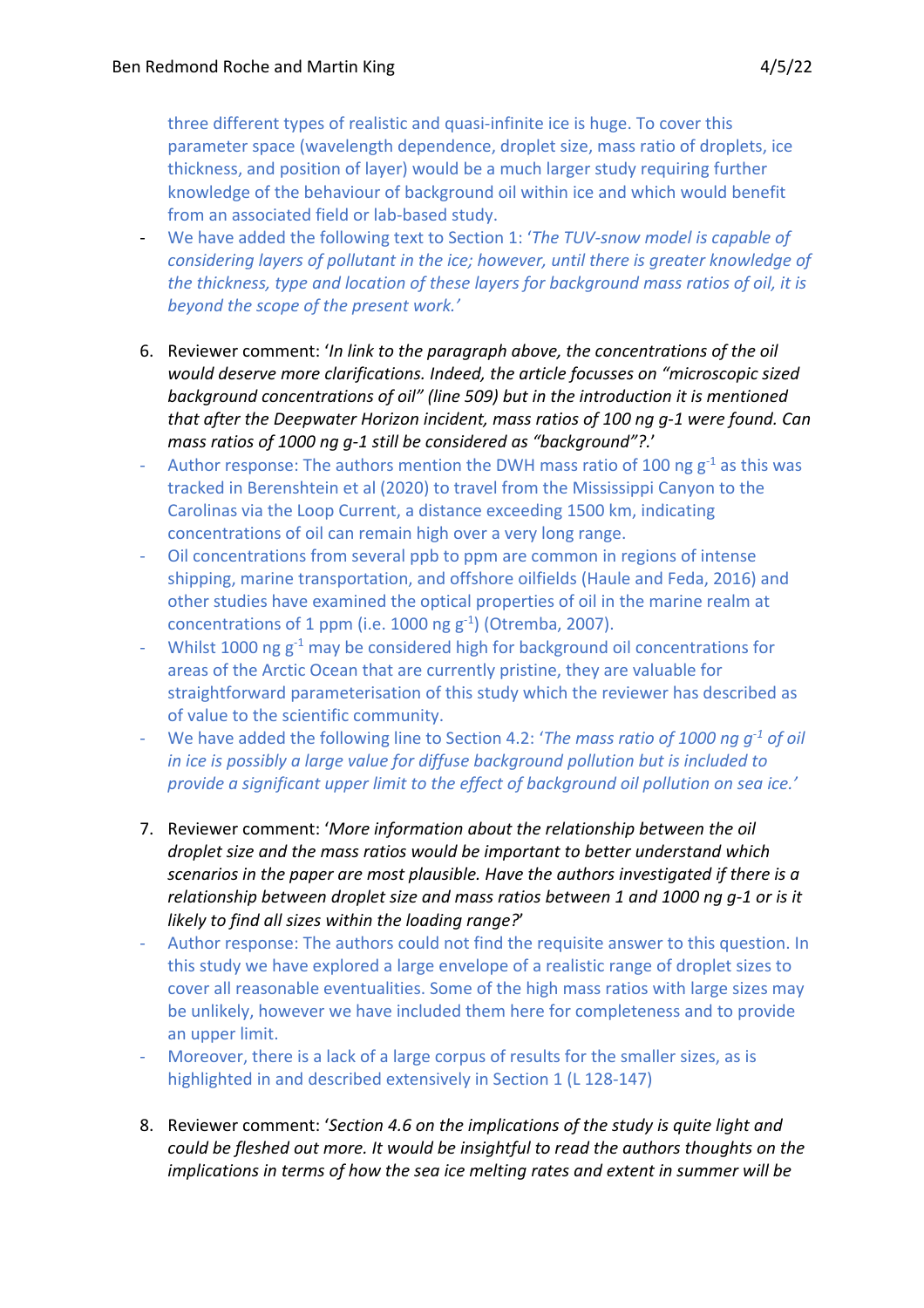three different types of realistic and quasi-infinite ice is huge. To cover this parameter space (wavelength dependence, droplet size, mass ratio of droplets, ice thickness, and position of layer) would be a much larger study requiring further knowledge of the behaviour of background oil within ice and which would benefit from an associated field or lab-based study.

- We have added the following text to Section 1: '*The TUV-snow model is capable of considering layers of pollutant in the ice; however, until there is greater knowledge of the thickness, type and location of these layers for background mass ratios of oil, it is beyond the scope of the present work.*'

6. Reviewer comment: '*In link to the paragraph above, the concentrations of the oil would deserve more clarifications. Indeed, the article focusses on "microscopic sized background concentrations of oil" (line 509) but in the introduction it is mentioned that after the Deepwater Horizon incident, mass ratios of 100 ng g-1 were found. Can mass ratios of 1000 ng g-1 still be considered as "background"?.*'

- Author response: The authors mention the DWH mass ratio of 100 ng $g^{-1}$ as this was tracked in Berenshtein et al (2020) to travel from the Mississippi Canyon to the Carolinas via the Loop Current, a distance exceeding 1500 km, indicating concentrations of oil can remain high over a very long range.
- Oil concentrations from several ppb to ppm are common in regions of intense shipping, marine transportation, and offshore oilfields (Haule and Feda, 2016) and other studies have examined the optical properties of oil in the marine realm at concentrations of 1 ppm (i.e. 1000 ng $g^{-1}$) (Otremba, 2007).
- Whilst 1000 ng $g^{-1}$ may be considered high for background oil concentrations for areas of the Arctic Ocean that are currently pristine, they are valuable for straightforward parameterisation of this study which the reviewer has described as of value to the scientific community.
- We have added the following line to Section 4.2: '*The mass ratio of 1000 ng $g^{-1}$ of oil in ice is possibly a large value for diffuse background pollution but is included to provide a significant upper limit to the effect of background oil pollution on sea ice.*'

7. Reviewer comment: '*More information about the relationship between the oil droplet size and the mass ratios would be important to better understand which scenarios in the paper are most plausible. Have the authors investigated if there is a relationship between droplet size and mass ratios between 1 and 1000 ng g-1 or is it likely to find all sizes within the loading range?*'

- Author response: The authors could not find the requisite answer to this question. In this study we have explored a large envelope of a realistic range of droplet sizes to cover all reasonable eventualities. Some of the high mass ratios with large sizes may be unlikely, however we have included them here for completeness and to provide an upper limit.
- Moreover, there is a lack of a large corpus of results for the smaller sizes, as is highlighted in and described extensively in Section 1 (L 128-147)

8. Reviewer comment: '*Section 4.6 on the implications of the study is quite light and could be fleshed out more. It would be insightful to read the authors thoughts on the implications in terms of how the sea ice melting rates and extent in summer will be*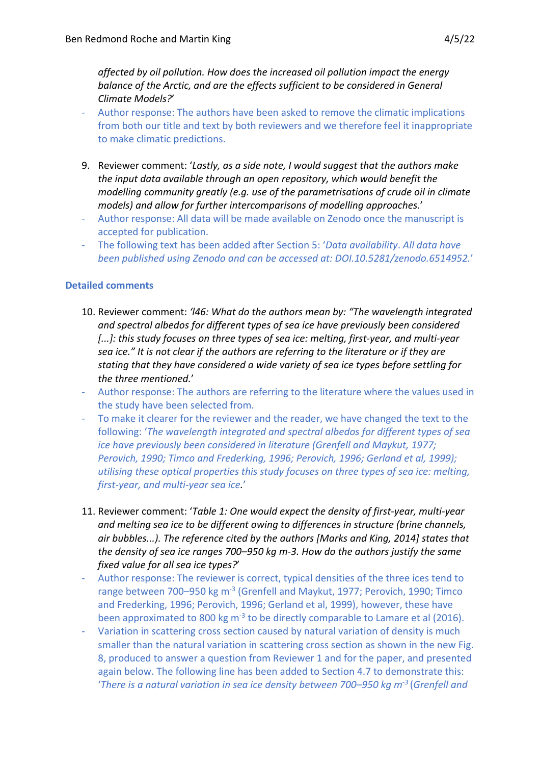*affected by oil pollution. How does the increased oil pollution impact the energy balance of the Arctic, and are the effects sufficient to be considered in General Climate Models?*'

- Author response: The authors have been asked to remove the climatic implications from both our title and text by both reviewers and we therefore feel it inappropriate to make climatic predictions.

9. Reviewer comment: '*Lastly, as a side note, I would suggest that the authors make the input data available through an open repository, which would benefit the modelling community greatly (e.g. use of the parametrisations of crude oil in climate models) and allow for further intercomparisons of modelling approaches.*'

- Author response: All data will be made available on Zenodo once the manuscript is accepted for publication.
- The following text has been added after Section 5: '*Data availability. All data have been published using Zenodo and can be accessed at: DOI.10.5281/zenodo.6514952.*'

### Detailed comments

10. Reviewer comment: *'l46: What do the authors mean by: "The wavelength integrated and spectral albedos for different types of sea ice have previously been considered [...]: this study focuses on three types of sea ice: melting, first-year, and multi-year sea ice." It is not clear if the authors are referring to the literature or if they are stating that they have considered a wide variety of sea ice types before settling for the three mentioned.'*

- Author response: The authors are referring to the literature where the values used in the study have been selected from.
- To make it clearer for the reviewer and the reader, we have changed the text to the following: '*The wavelength integrated and spectral albedos for different types of sea ice have previously been considered in literature (Grenfell and Maykut, 1977; Perovich, 1990; Timco and Frederking, 1996; Perovich, 1996; Gerland et al, 1999); utilising these optical properties this study focuses on three types of sea ice: melting, first-year, and multi-year sea ice*.'

11. Reviewer comment: '*Table 1: One would expect the density of first-year, multi-year and melting sea ice to be different owing to differences in structure (brine channels, air bubbles...). The reference cited by the authors [Marks and King, 2014] states that the density of sea ice ranges 700–950 kg m-3. How do the authors justify the same fixed value for all sea ice types?*'

- Author response: The reviewer is correct, typical densities of the three ices tend to range between 700–950 kg $m^{-3}$ (Grenfell and Maykut, 1977; Perovich, 1990; Timco and Frederking, 1996; Perovich, 1996; Gerland et al, 1999), however, these have been approximated to 800 kg $m^{-3}$ to be directly comparable to Lamare et al (2016).
- Variation in scattering cross section caused by natural variation of density is much smaller than the natural variation in scattering cross section as shown in the new Fig. 8, produced to answer a question from Reviewer 1 and for the paper, and presented again below. The following line has been added to Section 4.7 to demonstrate this: '*There is a natural variation in sea ice density between 700–950 kg $m^{-3}$ (Grenfell and*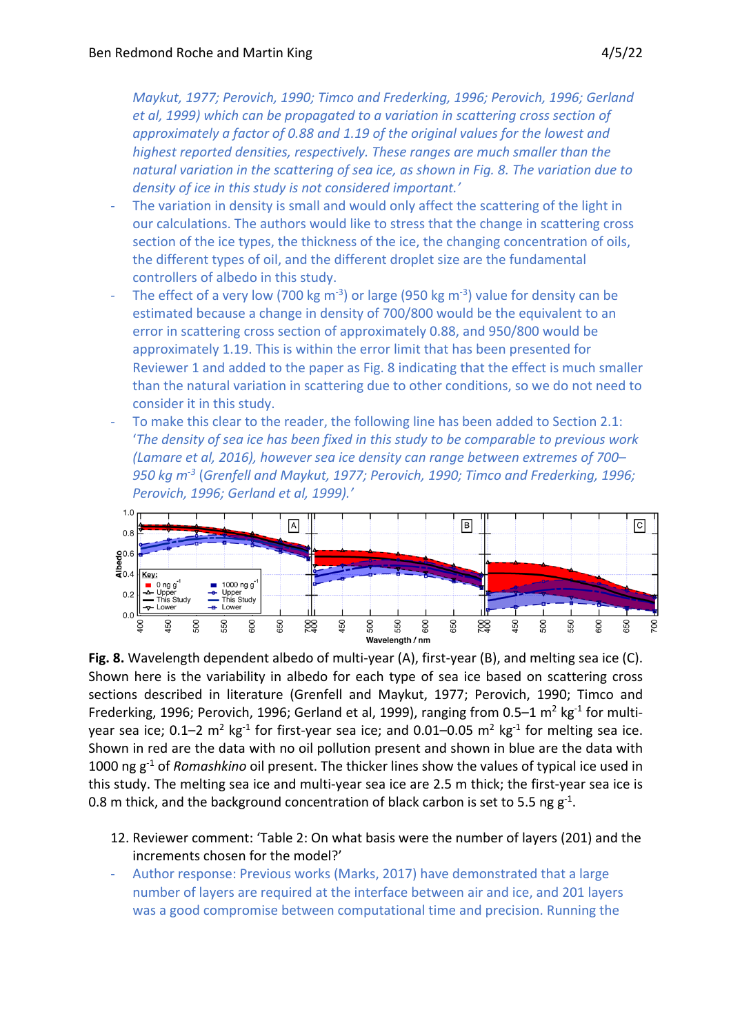*Maykut, 1977; Perovich, 1990; Timco and Frederking, 1996; Perovich, 1996; Gerland et al, 1999) which can be propagated to a variation in scattering cross section of approximately a factor of 0.88 and 1.19 of the original values for the lowest and highest reported densities, respectively. These ranges are much smaller than the natural variation in the scattering of sea ice, as shown in Fig. 8. The variation due to density of ice in this study is not considered important.'*

- The variation in density is small and would only affect the scattering of the light in our calculations. The authors would like to stress that the change in scattering cross section of the ice types, the thickness of the ice, the changing concentration of oils, the different types of oil, and the different droplet size are the fundamental controllers of albedo in this study.
- The effect of a very low (700 kg $m^{-3}$) or large (950 kg $m^{-3}$) value for density can be estimated because a change in density of 700/800 would be the equivalent to an error in scattering cross section of approximately 0.88, and 950/800 would be approximately 1.19. This is within the error limit that has been presented for Reviewer 1 and added to the paper as Fig. 8 indicating that the effect is much smaller than the natural variation in scattering due to other conditions, so we do not need to consider it in this study.
- To make this clear to the reader, the following line has been added to Section 2.1: '*The density of sea ice has been fixed in this study to be comparable to previous work (Lamare et al, 2016), however sea ice density can range between extremes of 700–950 kg $m^{-3}$ (Grenfell and Maykut, 1977; Perovich, 1990; Timco and Frederking, 1996; Perovich, 1996; Gerland et al, 1999).'*

**Fig. 8.** Wavelength dependent albedo of multi-year (A), first-year (B), and melting sea ice (C). Shown here is the variability in albedo for each type of sea ice based on scattering cross sections described in literature (Grenfell and Maykut, 1977; Perovich, 1990; Timco and Frederking, 1996; Perovich, 1996; Gerland et al, 1999), ranging from 0.5–1 $m^2$ $kg^{-1}$ for multi-year sea ice; 0.1–2 $m^2$ $kg^{-1}$ for first-year sea ice; and 0.01–0.05 $m^2$ $kg^{-1}$ for melting sea ice. Shown in red are the data with no oil pollution present and shown in blue are the data with 1000 ng $g^{-1}$ of *Romashkino* oil present. The thicker lines show the values of typical ice used in this study. The melting sea ice and multi-year sea ice are 2.5 m thick; the first-year sea ice is 0.8 m thick, and the background concentration of black carbon is set to 5.5 ng $g^{-1}$.

12. Reviewer comment: 'Table 2: On what basis were the number of layers (201) and the increments chosen for the model?'

- Author response: Previous works (Marks, 2017) have demonstrated that a large number of layers are required at the interface between air and ice, and 201 layers was a good compromise between computational time and precision. Running the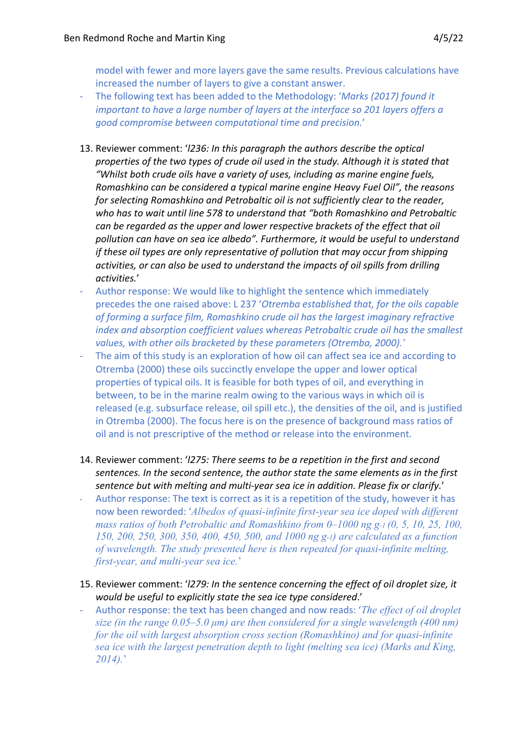model with fewer and more layers gave the same results. Previous calculations have increased the number of layers to give a constant answer.

- The following text has been added to the Methodology: '*Marks (2017) found it important to have a large number of layers at the interface so 201 layers offers a good compromise between computational time and precision.*'

13. Reviewer comment: '*l236: In this paragraph the authors describe the optical properties of the two types of crude oil used in the study. Although it is stated that "Whilst both crude oils have a variety of uses, including as marine engine fuels, Romashkino can be considered a typical marine engine Heavy Fuel Oil", the reasons for selecting Romashkino and Petrobaltic oil is not sufficiently clear to the reader, who has to wait until line 578 to understand that "both Romashkino and Petrobaltic can be regarded as the upper and lower respective brackets of the effect that oil pollution can have on sea ice albedo". Furthermore, it would be useful to understand if these oil types are only representative of pollution that may occur from shipping activities, or can also be used to understand the impacts of oil spills from drilling activities.*'

- Author response: We would like to highlight the sentence which immediately precedes the one raised above: L 237 '*Otremba established that, for the oils capable of forming a surface film, Romashkino crude oil has the largest imaginary refractive index and absorption coefficient values whereas Petrobaltic crude oil has the smallest values, with other oils bracketed by these parameters (Otremba, 2000).*'
- The aim of this study is an exploration of how oil can affect sea ice and according to Otremba (2000) these oils succinctly envelope the upper and lower optical properties of typical oils. It is feasible for both types of oil, and everything in between, to be in the marine realm owing to the various ways in which oil is released (e.g. subsurface release, oil spill etc.), the densities of the oil, and is justified in Otremba (2000). The focus here is on the presence of background mass ratios of oil and is not prescriptive of the method or release into the environment.

14. Reviewer comment: '*l275: There seems to be a repetition in the first and second sentences. In the second sentence, the author state the same elements as in the first sentence but with melting and multi-year sea ice in addition. Please fix or clarify.*'

- Author response: The text is correct as it is a repetition of the study, however it has now been reworded: '*Albedos of quasi-infinite first-year sea ice doped with different mass ratios of both Petrobaltic and Romashkino from 0–1000 ng g$^{-1}$ (0, 5, 10, 25, 100, 150, 200, 250, 300, 350, 400, 450, 500, and 1000 ng g$^{-1}$) are calculated as a function of wavelength. The study presented here is then repeated for quasi-infinite melting, first-year, and multi-year sea ice.*'

15. Reviewer comment: '*l279: In the sentence concerning the effect of oil droplet size, it would be useful to explicitly state the sea ice type considered.*'

- Author response: the text has been changed and now reads: '*The effect of oil droplet size (in the range 0.05–5.0 μm) are then considered for a single wavelength (400 nm) for the oil with largest absorption cross section (Romashkino) and for quasi-infinite sea ice with the largest penetration depth to light (melting sea ice) (Marks and King, 2014).*'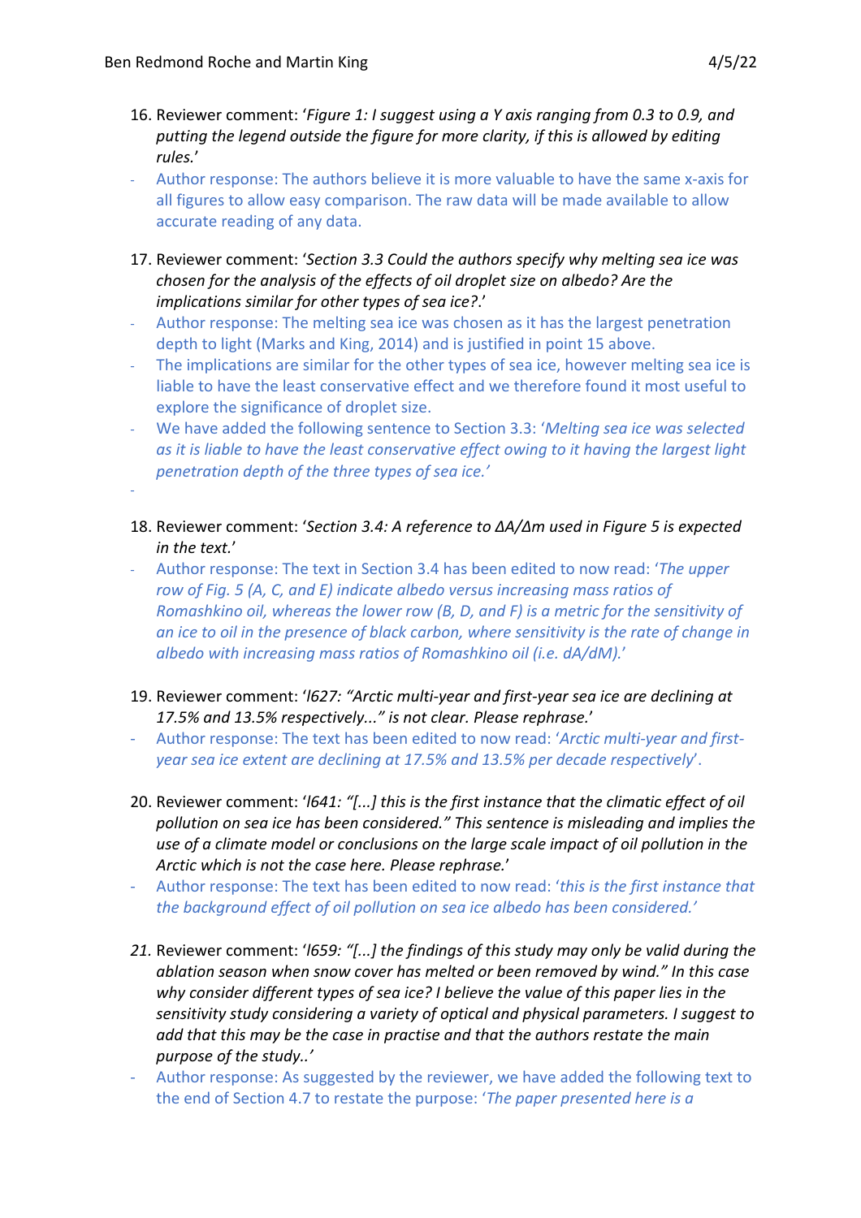16. Reviewer comment: '*Figure 1: I suggest using a Y axis ranging from 0.3 to 0.9, and putting the legend outside the figure for more clarity, if this is allowed by editing rules.*'

- Author response: The authors believe it is more valuable to have the same x-axis for all figures to allow easy comparison. The raw data will be made available to allow accurate reading of any data.

17. Reviewer comment: '*Section 3.3 Could the authors specify why melting sea ice was chosen for the analysis of the effects of oil droplet size on albedo? Are the implications similar for other types of sea ice?*.'

- Author response: The melting sea ice was chosen as it has the largest penetration depth to light (Marks and King, 2014) and is justified in point 15 above.
- The implications are similar for the other types of sea ice, however melting sea ice is liable to have the least conservative effect and we therefore found it most useful to explore the significance of droplet size.
- We have added the following sentence to Section 3.3: '*Melting sea ice was selected as it is liable to have the least conservative effect owing to it having the largest light penetration depth of the three types of sea ice.*'
-

18. Reviewer comment: '*Section 3.4: A reference to ΔA/Δm used in Figure 5 is expected in the text.*'

- Author response: The text in Section 3.4 has been edited to now read: '*The upper row of Fig. 5 (A, C, and E) indicate albedo versus increasing mass ratios of Romashkino oil, whereas the lower row (B, D, and F) is a metric for the sensitivity of an ice to oil in the presence of black carbon, where sensitivity is the rate of change in albedo with increasing mass ratios of Romashkino oil (i.e. dA/dM).*'

19. Reviewer comment: '*l627: "Arctic multi-year and first-year sea ice are declining at 17.5% and 13.5% respectively..." is not clear. Please rephrase.*'

- Author response: The text has been edited to now read: '*Arctic multi-year and first-year sea ice extent are declining at 17.5% and 13.5% per decade respectively*'.

20. Reviewer comment: '*l641: "[...] this is the first instance that the climatic effect of oil pollution on sea ice has been considered." This sentence is misleading and implies the use of a climate model or conclusions on the large scale impact of oil pollution in the Arctic which is not the case here. Please rephrase.*'

- Author response: The text has been edited to now read: '*this is the first instance that the background effect of oil pollution on sea ice albedo has been considered.*'

21. Reviewer comment: '*l659: "[...] the findings of this study may only be valid during the ablation season when snow cover has melted or been removed by wind." In this case why consider different types of sea ice? I believe the value of this paper lies in the sensitivity study considering a variety of optical and physical parameters. I suggest to add that this may be the case in practise and that the authors restate the main purpose of the study..*'

- Author response: As suggested by the reviewer, we have added the following text to the end of Section 4.7 to restate the purpose: '*The paper presented here is a*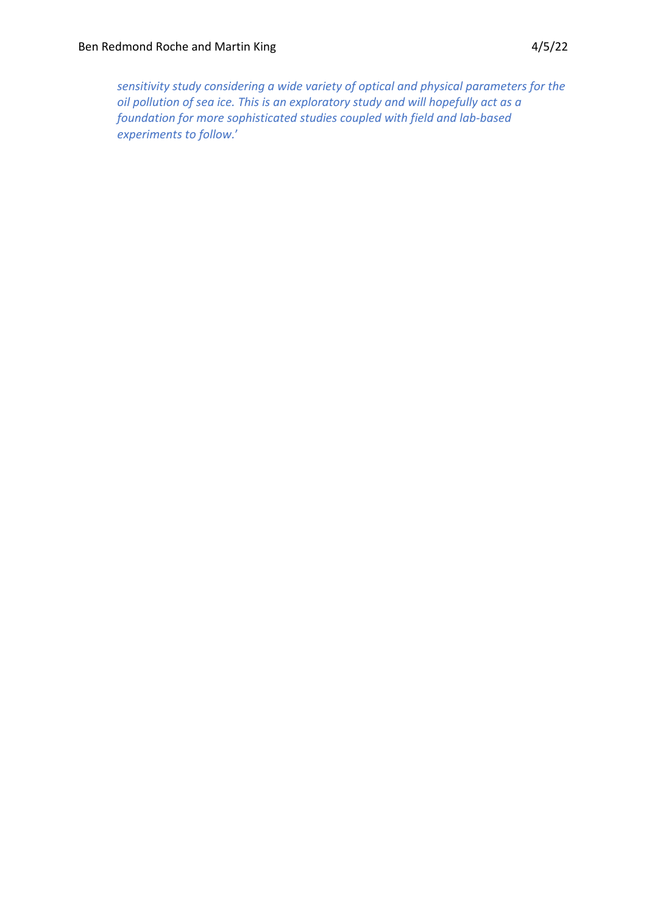*sensitivity study considering a wide variety of optical and physical parameters for the oil pollution of sea ice. This is an exploratory study and will hopefully act as a foundation for more sophisticated studies coupled with field and lab-based experiments to follow.'*